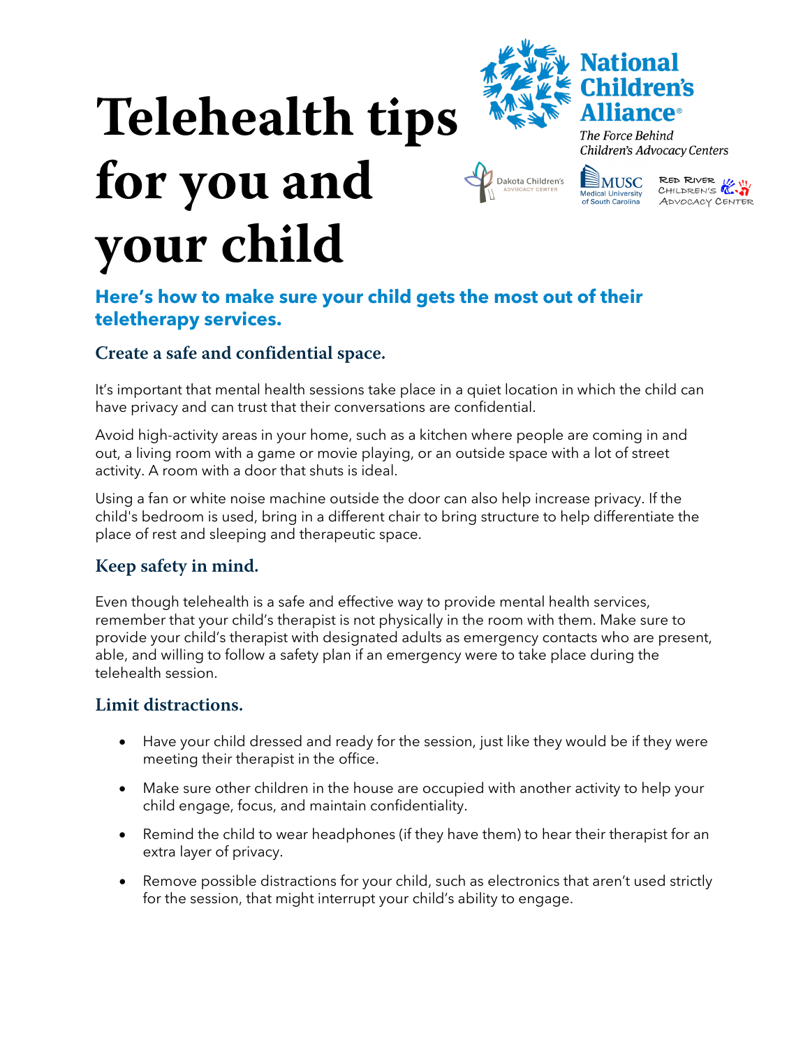# Telehealth tips for you and your child

National Children's Alliance®

*The Force Behind Children's Advocacy Centers*

Dakota Children's Advocacy Center

MUSC Medical University of South Carolina

Red River Children's Advocacy Center

## Here's how to make sure your child gets the most out of their teletherapy services.

### Create a safe and confidential space.

It's important that mental health sessions take place in a quiet location in which the child can have privacy and can trust that their conversations are confidential.

Avoid high-activity areas in your home, such as a kitchen where people are coming in and out, a living room with a game or movie playing, or an outside space with a lot of street activity. A room with a door that shuts is ideal.

Using a fan or white noise machine outside the door can also help increase privacy. If the child's bedroom is used, bring in a different chair to bring structure to help differentiate the place of rest and sleeping and therapeutic space.

### Keep safety in mind.

Even though telehealth is a safe and effective way to provide mental health services, remember that your child's therapist is not physically in the room with them. Make sure to provide your child's therapist with designated adults as emergency contacts who are present, able, and willing to follow a safety plan if an emergency were to take place during the telehealth session.

### Limit distractions.

- Have your child dressed and ready for the session, just like they would be if they were meeting their therapist in the office.
- Make sure other children in the house are occupied with another activity to help your child engage, focus, and maintain confidentiality.
- Remind the child to wear headphones (if they have them) to hear their therapist for an extra layer of privacy.
- Remove possible distractions for your child, such as electronics that aren't used strictly for the session, that might interrupt your child's ability to engage.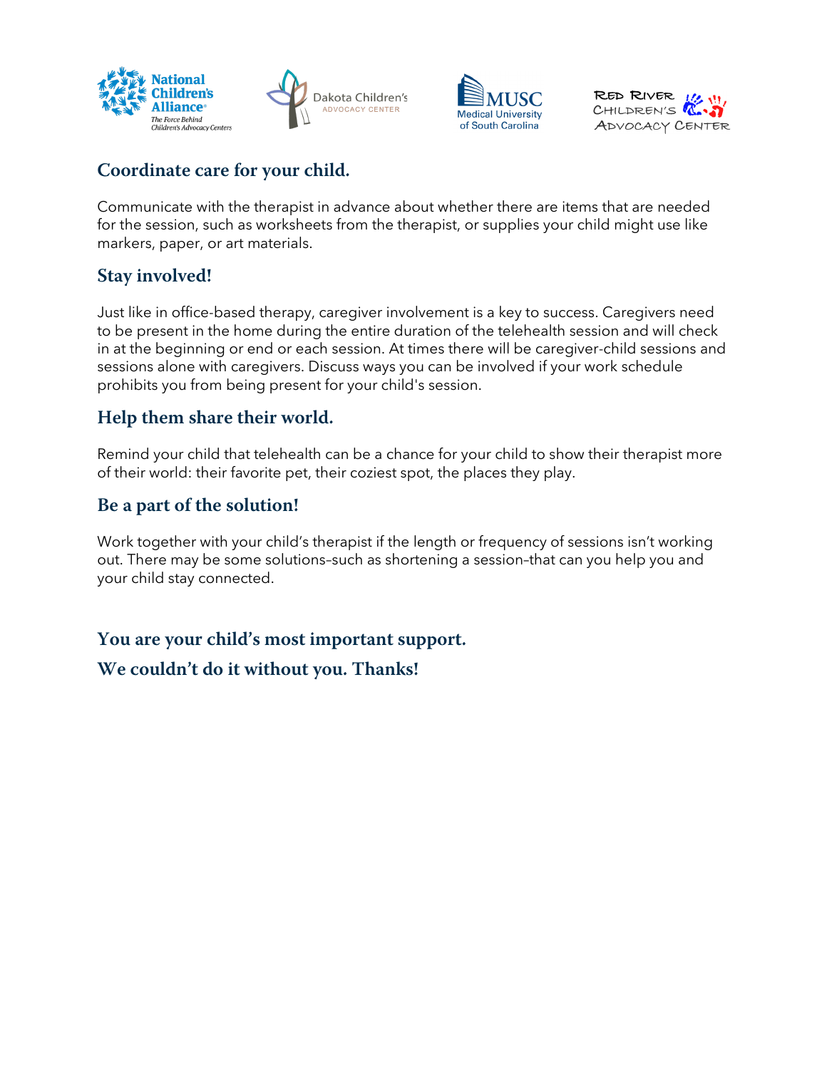## Coordinate care for your child.

Communicate with the therapist in advance about whether there are items that are needed for the session, such as worksheets from the therapist, or supplies your child might use like markers, paper, or art materials.

## Stay involved!

Just like in office-based therapy, caregiver involvement is a key to success. Caregivers need to be present in the home during the entire duration of the telehealth session and will check in at the beginning or end or each session. At times there will be caregiver-child sessions and sessions alone with caregivers. Discuss ways you can be involved if your work schedule prohibits you from being present for your child's session.

## Help them share their world.

Remind your child that telehealth can be a chance for your child to show their therapist more of their world: their favorite pet, their coziest spot, the places they play.

## Be a part of the solution!

Work together with your child's therapist if the length or frequency of sessions isn't working out. There may be some solutions–such as shortening a session–that can you help you and your child stay connected.

**You are your child's most important support.**

**We couldn't do it without you. Thanks!**